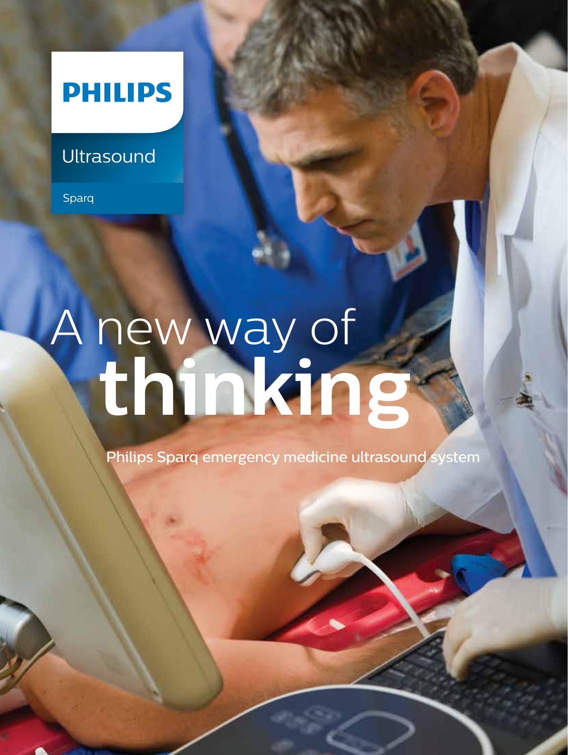PHILIPS

Ultrasound

Sparq

# A new way of **thinking**

Philips Sparq emergency medicine ultrasound system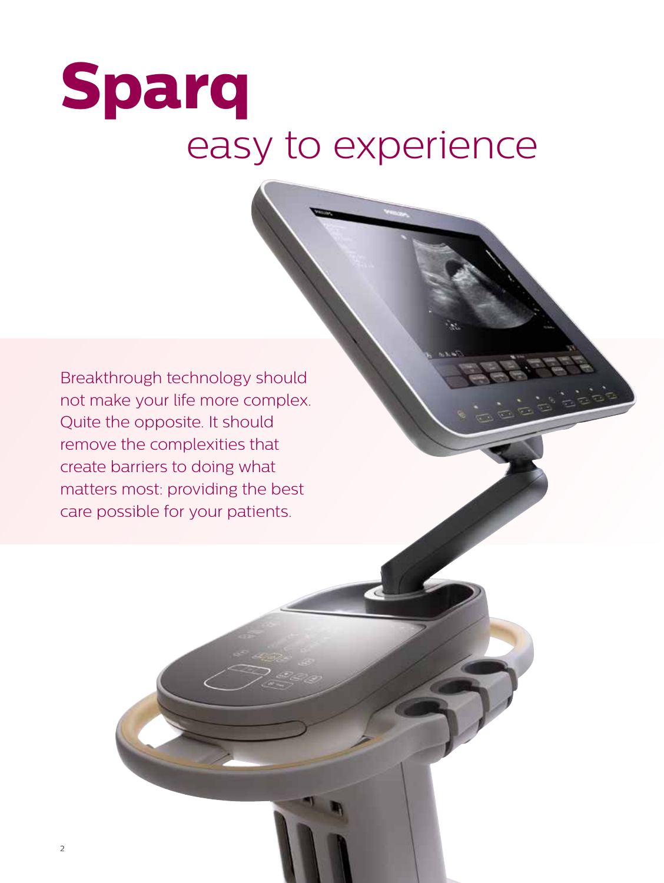# Sparq

## easy to experience

Breakthrough technology should not make your life more complex. Quite the opposite. It should remove the complexities that create barriers to doing what matters most: providing the best care possible for your patients.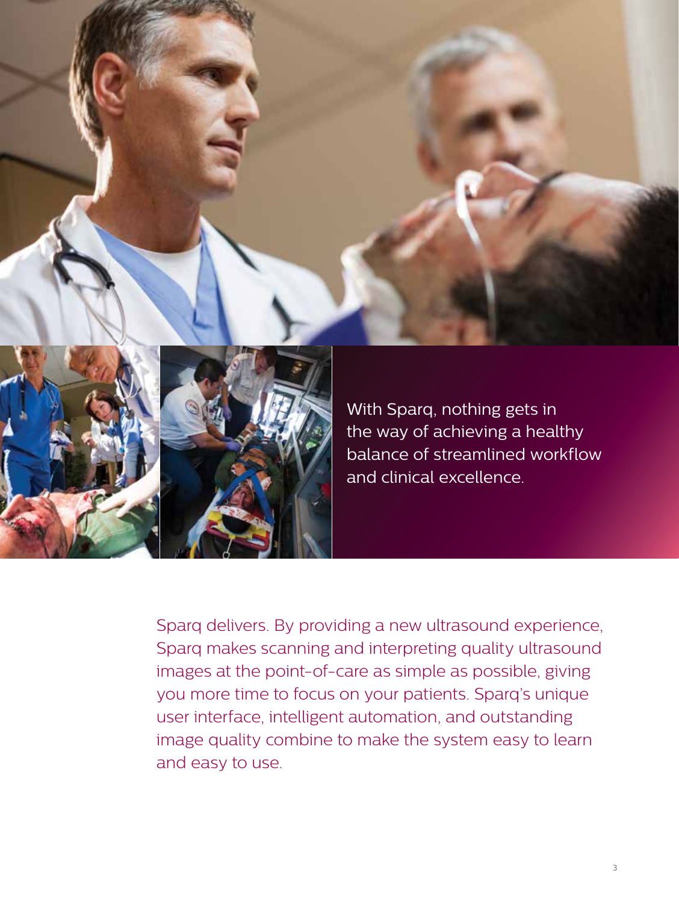With Sparq, nothing gets in the way of achieving a healthy balance of streamlined workflow and clinical excellence.

Sparq delivers. By providing a new ultrasound experience, Sparq makes scanning and interpreting quality ultrasound images at the point-of-care as simple as possible, giving you more time to focus on your patients. Sparq's unique user interface, intelligent automation, and outstanding image quality combine to make the system easy to learn and easy to use.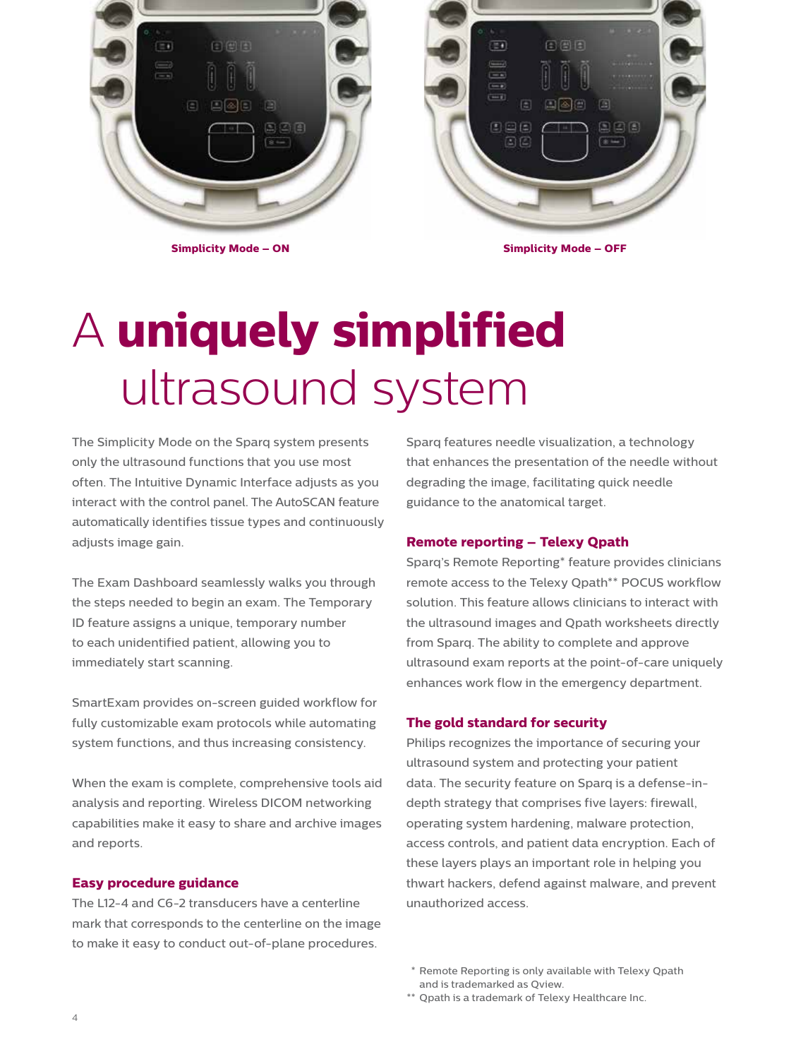Simplicity Mode – ON

Simplicity Mode – OFF

# A **uniquely simplified** ultrasound system

The Simplicity Mode on the Sparq system presents only the ultrasound functions that you use most often. The Intuitive Dynamic Interface adjusts as you interact with the control panel. The AutoSCAN feature automatically identifies tissue types and continuously adjusts image gain.

The Exam Dashboard seamlessly walks you through the steps needed to begin an exam. The Temporary ID feature assigns a unique, temporary number to each unidentified patient, allowing you to immediately start scanning.

SmartExam provides on-screen guided workflow for fully customizable exam protocols while automating system functions, and thus increasing consistency.

When the exam is complete, comprehensive tools aid analysis and reporting. Wireless DICOM networking capabilities make it easy to share and archive images and reports.

## Easy procedure guidance

The L12-4 and C6-2 transducers have a centerline mark that corresponds to the centerline on the image to make it easy to conduct out-of-plane procedures.

Sparq features needle visualization, a technology that enhances the presentation of the needle without degrading the image, facilitating quick needle guidance to the anatomical target.

## Remote reporting – Telexy Qpath

Sparq's Remote Reporting* feature provides clinicians remote access to the Telexy Qpath** POCUS workflow solution. This feature allows clinicians to interact with the ultrasound images and Qpath worksheets directly from Sparq. The ability to complete and approve ultrasound exam reports at the point-of-care uniquely enhances work flow in the emergency department.

## The gold standard for security

Philips recognizes the importance of securing your ultrasound system and protecting your patient data. The security feature on Sparq is a defense-in-depth strategy that comprises five layers: firewall, operating system hardening, malware protection, access controls, and patient data encryption. Each of these layers plays an important role in helping you thwart hackers, defend against malware, and prevent unauthorized access.

* Remote Reporting is only available with Telexy Qpath and is trademarked as Qview.

** Qpath is a trademark of Telexy Healthcare Inc.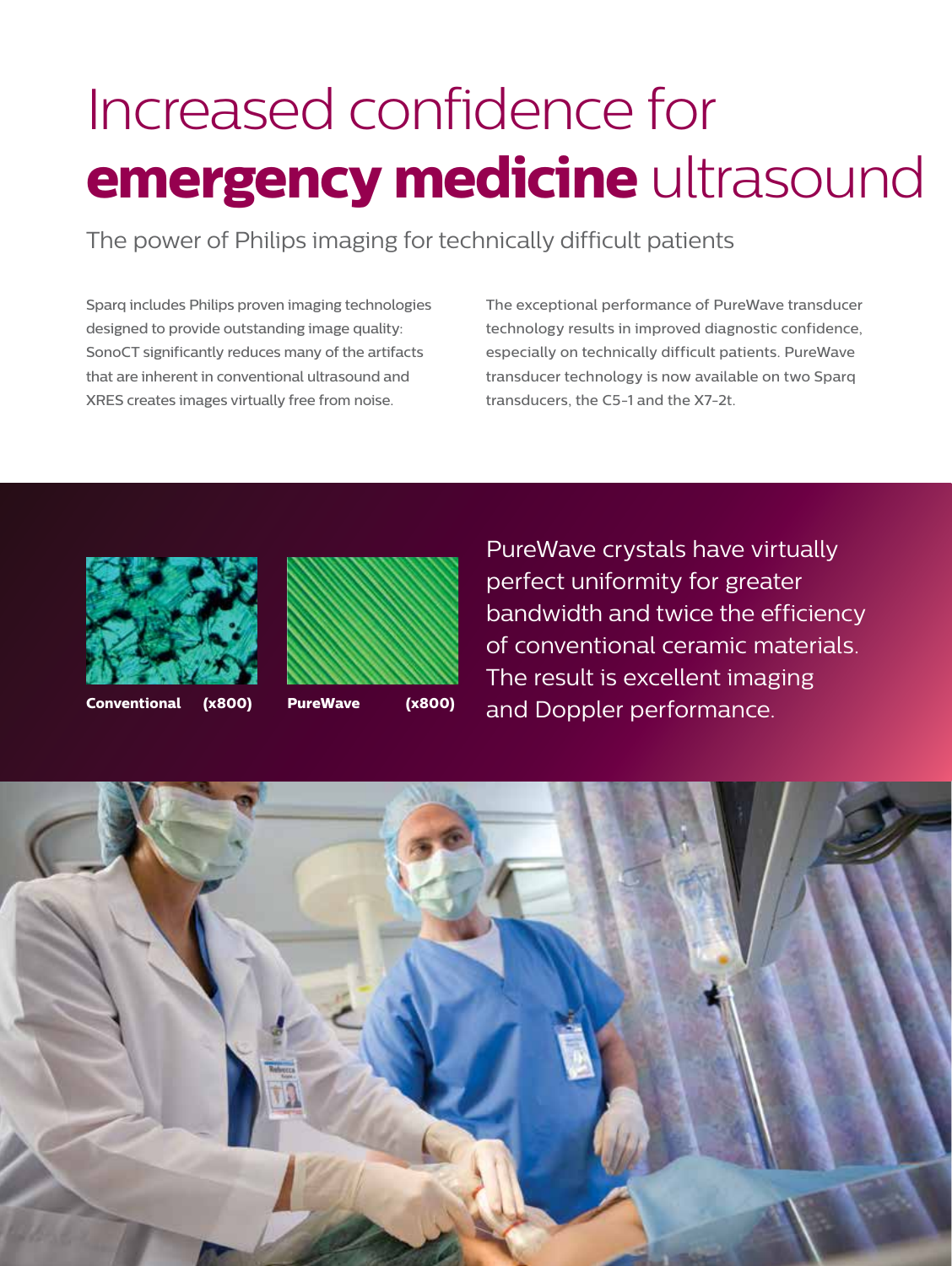# Increased confidence for **emergency medicine** ultrasound

The power of Philips imaging for technically difficult patients

Sparq includes Philips proven imaging technologies designed to provide outstanding image quality: SonoCT significantly reduces many of the artifacts that are inherent in conventional ultrasound and XRES creates images virtually free from noise.

The exceptional performance of PureWave transducer technology results in improved diagnostic confidence, especially on technically difficult patients. PureWave transducer technology is now available on two Sparq transducers, the C5-1 and the X7-2t.

**Conventional (x800)**

**PureWave (x800)**

PureWave crystals have virtually perfect uniformity for greater bandwidth and twice the efficiency of conventional ceramic materials. The result is excellent imaging and Doppler performance.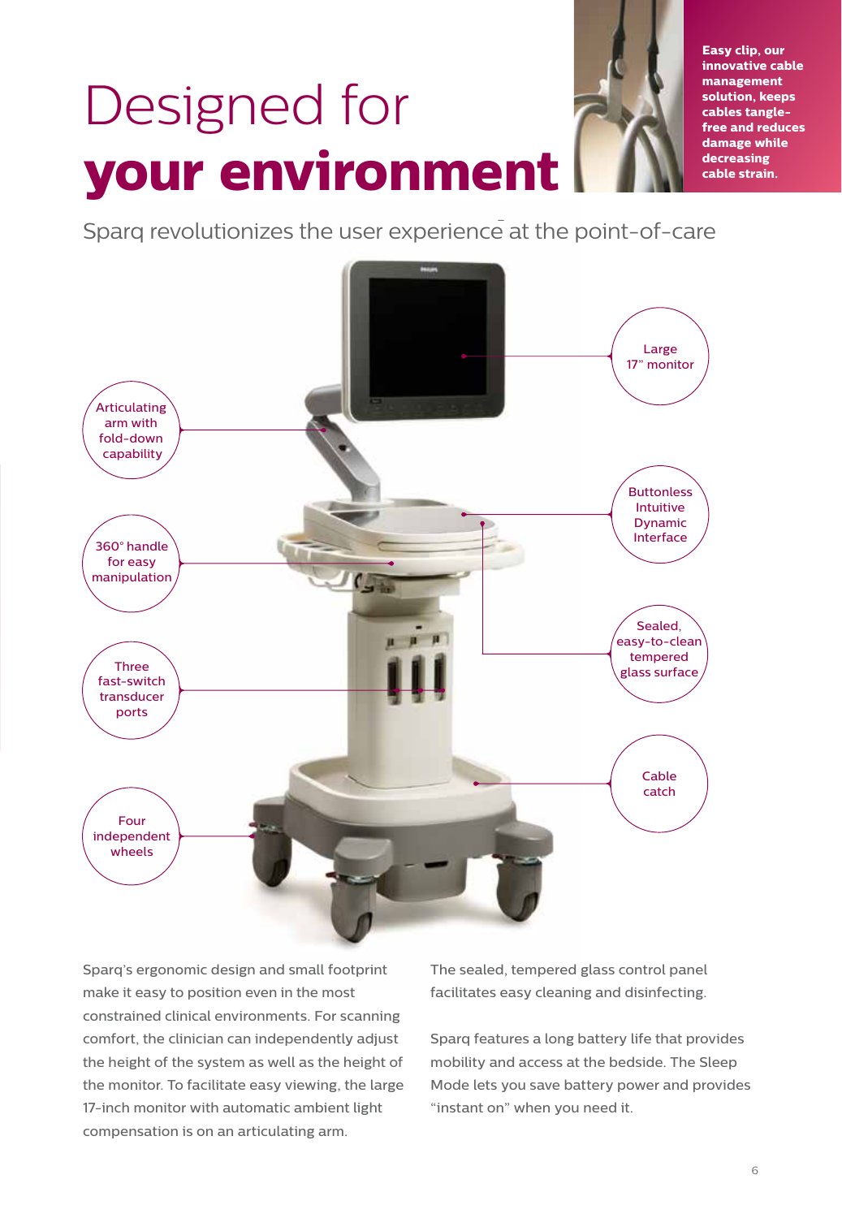# Designed for **your environment**

**Easy clip, our innovative cable management solution, keeps cables tangle-free and reduces damage while decreasing cable strain.**

Sparq revolutionizes the user experience at the point-of-care

Articulating arm with fold-down capability

360° handle for easy manipulation

Three fast-switch transducer ports

Four independent wheels

Large 17" monitor

Buttonless Intuitive Dynamic Interface

Sealed, easy-to-clean tempered glass surface

Cable catch

Sparq's ergonomic design and small footprint make it easy to position even in the most constrained clinical environments. For scanning comfort, the clinician can independently adjust the height of the system as well as the height of the monitor. To facilitate easy viewing, the large 17-inch monitor with automatic ambient light compensation is on an articulating arm.

The sealed, tempered glass control panel facilitates easy cleaning and disinfecting.

Sparq features a long battery life that provides mobility and access at the bedside. The Sleep Mode lets you save battery power and provides "instant on" when you need it.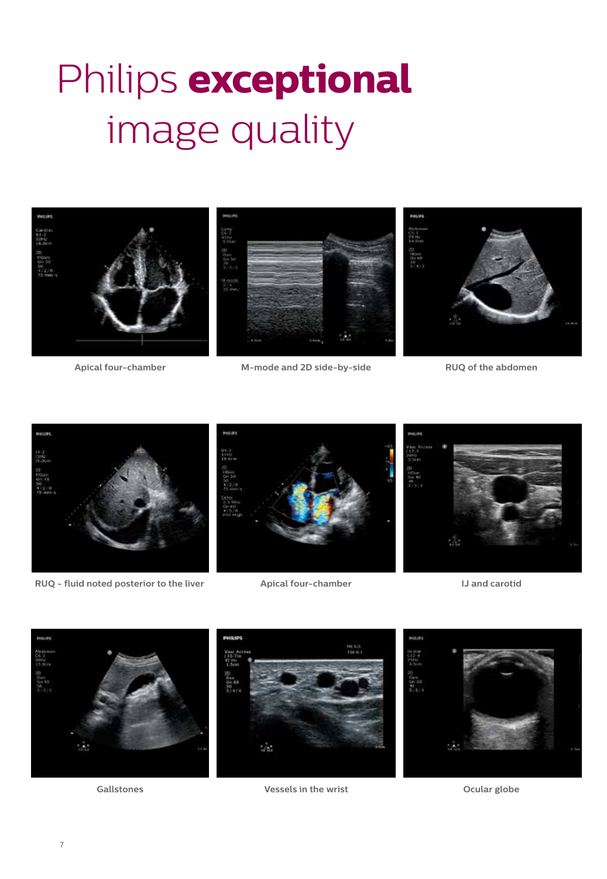# Philips **exceptional** image quality

Apical four-chamber

M-mode and 2D side-by-side

RUQ of the abdomen

RUQ - fluid noted posterior to the liver

Apical four-chamber

IJ and carotid

Gallstones

Vessels in the wrist

Ocular globe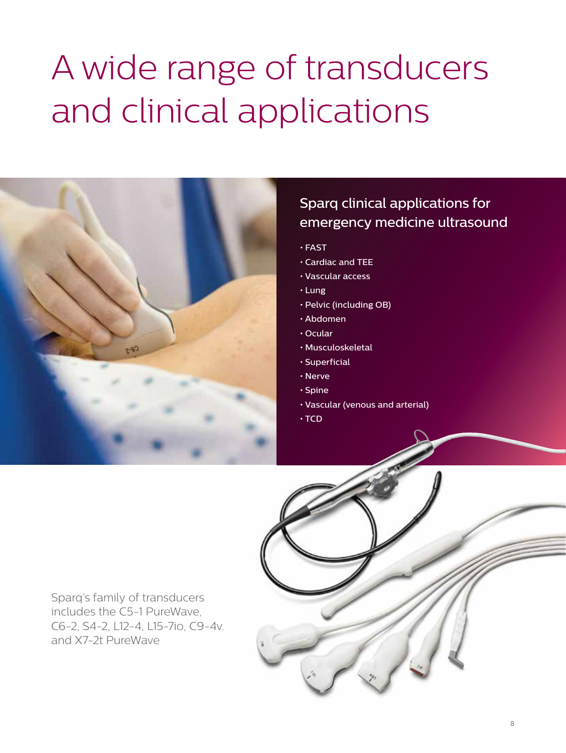# A wide range of transducers and clinical applications

## Sparq clinical applications for emergency medicine ultrasound

- FAST
- Cardiac and TEE
- Vascular access
- Lung
- Pelvic (including OB)
- Abdomen
- Ocular
- Musculoskeletal
- Superficial
- Nerve
- Spine
- Vascular (venous and arterial)
- TCD

Sparq's family of transducers includes the C5-1 PureWave, C6-2, S4-2, L12-4, L15-7io, C9-4v. and X7-2t PureWave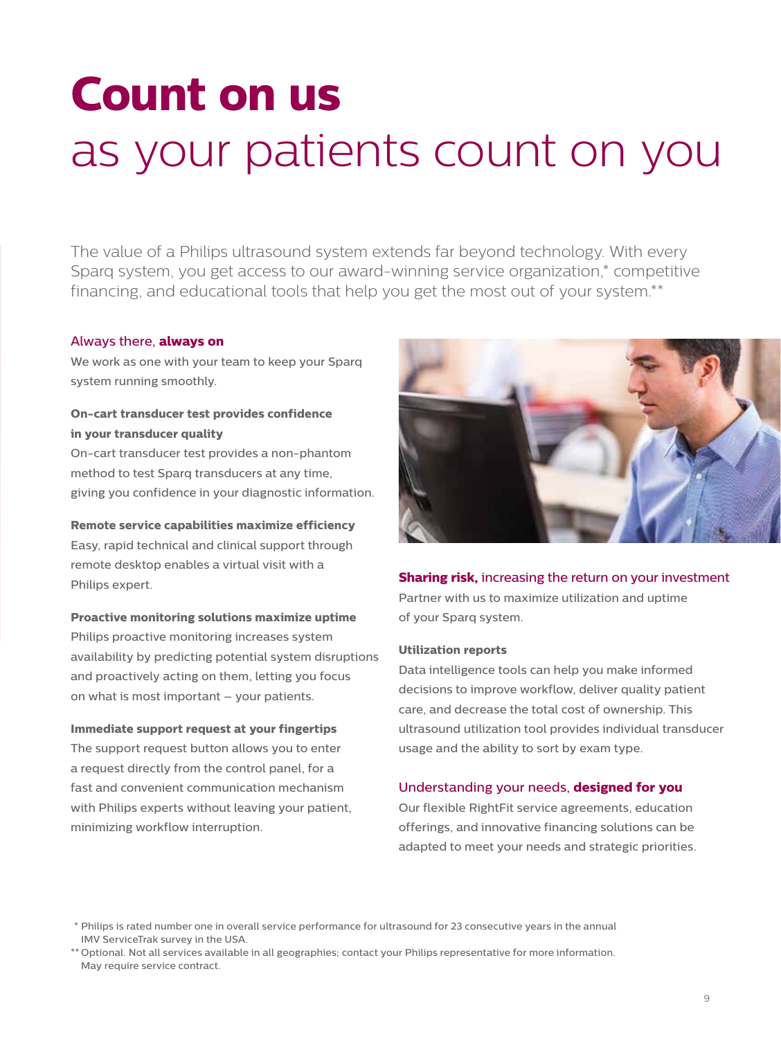# **Count on us** as your patients count on you

The value of a Philips ultrasound system extends far beyond technology. With every Sparq system, you get access to our award-winning service organization,* competitive financing, and educational tools that help you get the most out of your system.**

## Always there, **always on**

We work as one with your team to keep your Sparq system running smoothly.

**On-cart transducer test provides confidence in your transducer quality**
On-cart transducer test provides a non-phantom method to test Sparq transducers at any time, giving you confidence in your diagnostic information.

**Remote service capabilities maximize efficiency**
Easy, rapid technical and clinical support through remote desktop enables a virtual visit with a Philips expert.

**Proactive monitoring solutions maximize uptime**
Philips proactive monitoring increases system availability by predicting potential system disruptions and proactively acting on them, letting you focus on what is most important – your patients.

**Immediate support request at your fingertips**
The support request button allows you to enter a request directly from the control panel, for a fast and convenient communication mechanism with Philips experts without leaving your patient, minimizing workflow interruption.

## **Sharing risk,** increasing the return on your investment

Partner with us to maximize utilization and uptime of your Sparq system.

**Utilization reports**
Data intelligence tools can help you make informed decisions to improve workflow, deliver quality patient care, and decrease the total cost of ownership. This ultrasound utilization tool provides individual transducer usage and the ability to sort by exam type.

## Understanding your needs, **designed for you**

Our flexible RightFit service agreements, education offerings, and innovative financing solutions can be adapted to meet your needs and strategic priorities.

\* Philips is rated number one in overall service performance for ultrasound for 23 consecutive years in the annual IMV ServiceTrak survey in the USA.

\*\* Optional. Not all services available in all geographies; contact your Philips representative for more information. May require service contract.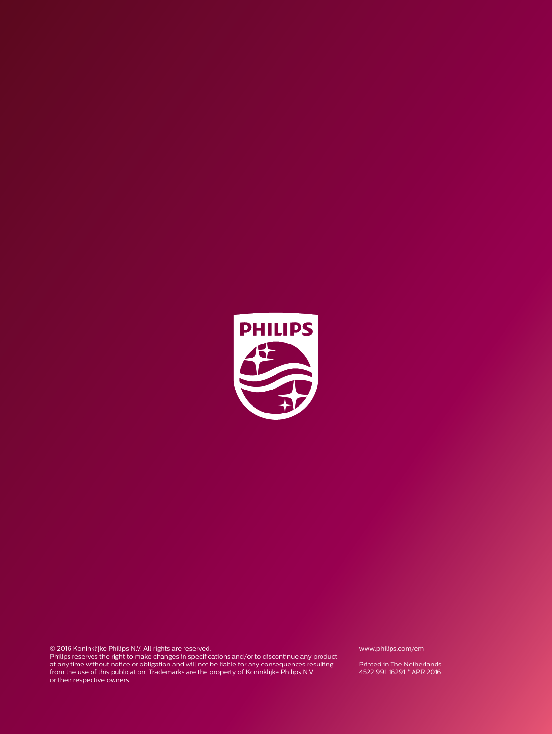PHILIPS

© 2016 Koninklijke Philips N.V. All rights are reserved.
Philips reserves the right to make changes in specifications and/or to discontinue any product at any time without notice or obligation and will not be liable for any consequences resulting from the use of this publication. Trademarks are the property of Koninklijke Philips N.V. or their respective owners.

www.philips.com/em

Printed in The Netherlands.
4522 991 16291 * APR 2016